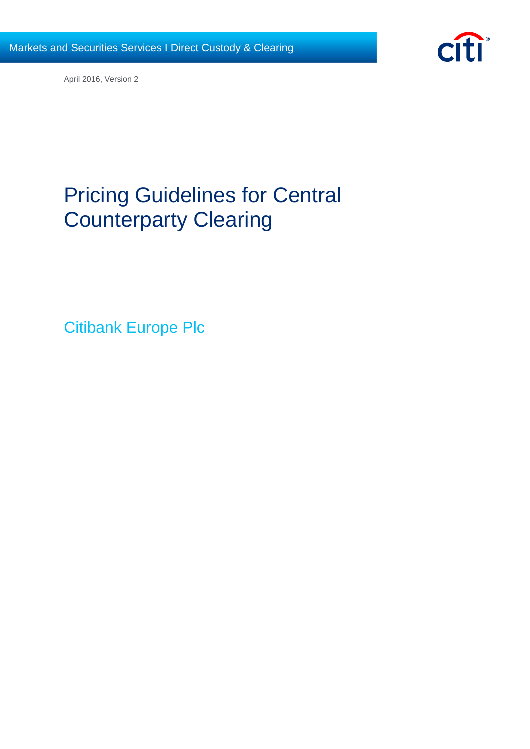Markets and Securities Services I Direct Custody & Clearing

April 2016, Version 2

# Pricing Guidelines for Central Counterparty Clearing

## Citibank Europe Plc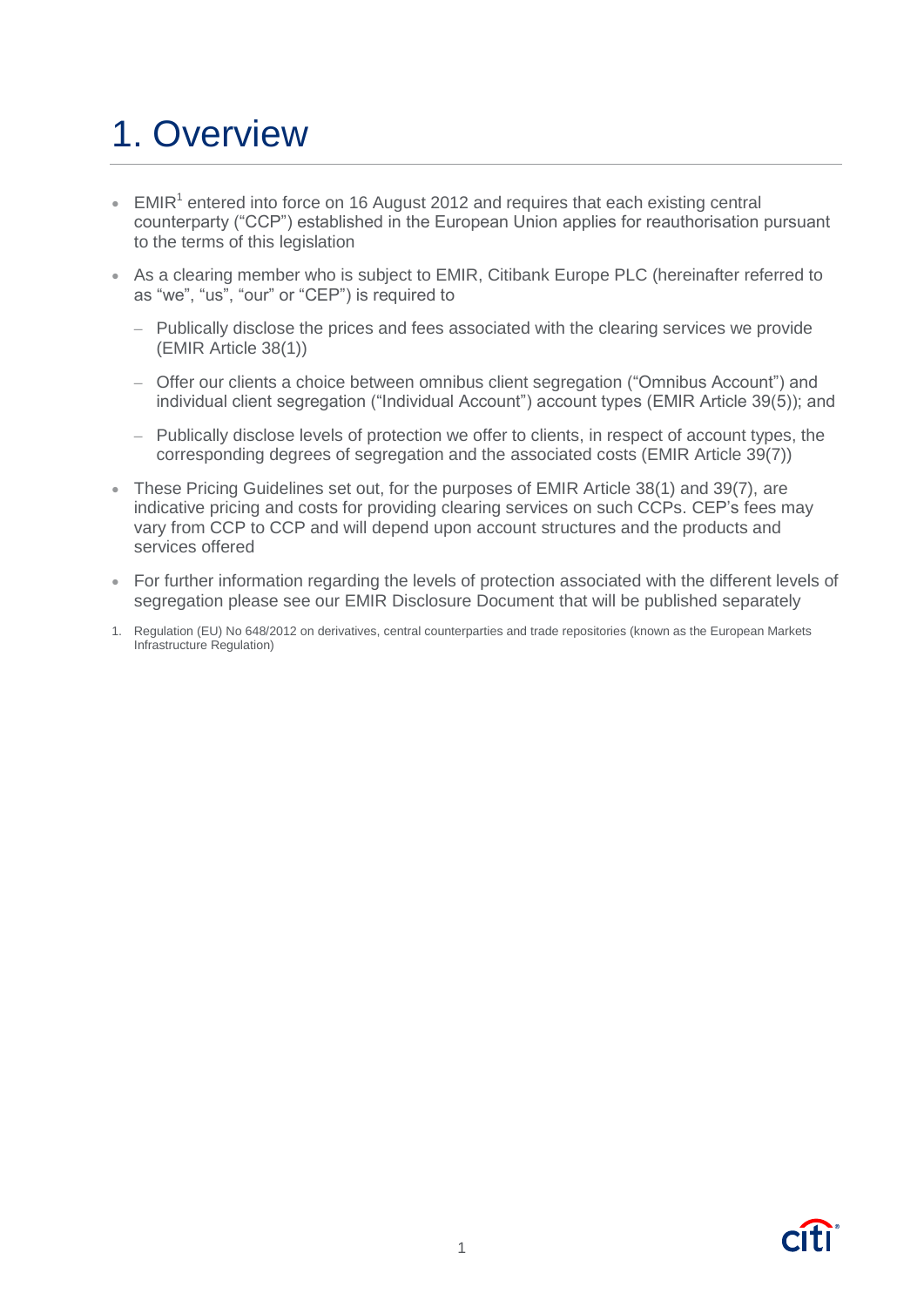# 1. Overview

- EMIR[1] entered into force on 16 August 2012 and requires that each existing central counterparty ("CCP") established in the European Union applies for reauthorisation pursuant to the terms of this legislation
- As a clearing member who is subject to EMIR, Citibank Europe PLC (hereinafter referred to as "we", "us", "our" or "CEP") is required to
  - Publically disclose the prices and fees associated with the clearing services we provide (EMIR Article 38(1))
  - Offer our clients a choice between omnibus client segregation ("Omnibus Account") and individual client segregation ("Individual Account") account types (EMIR Article 39(5)); and
  - Publically disclose levels of protection we offer to clients, in respect of account types, the corresponding degrees of segregation and the associated costs (EMIR Article 39(7))
- These Pricing Guidelines set out, for the purposes of EMIR Article 38(1) and 39(7), are indicative pricing and costs for providing clearing services on such CCPs. CEP's fees may vary from CCP to CCP and will depend upon account structures and the products and services offered
- For further information regarding the levels of protection associated with the different levels of segregation please see our EMIR Disclosure Document that will be published separately

1. Regulation (EU) No 648/2012 on derivatives, central counterparties and trade repositories (known as the European Markets Infrastructure Regulation)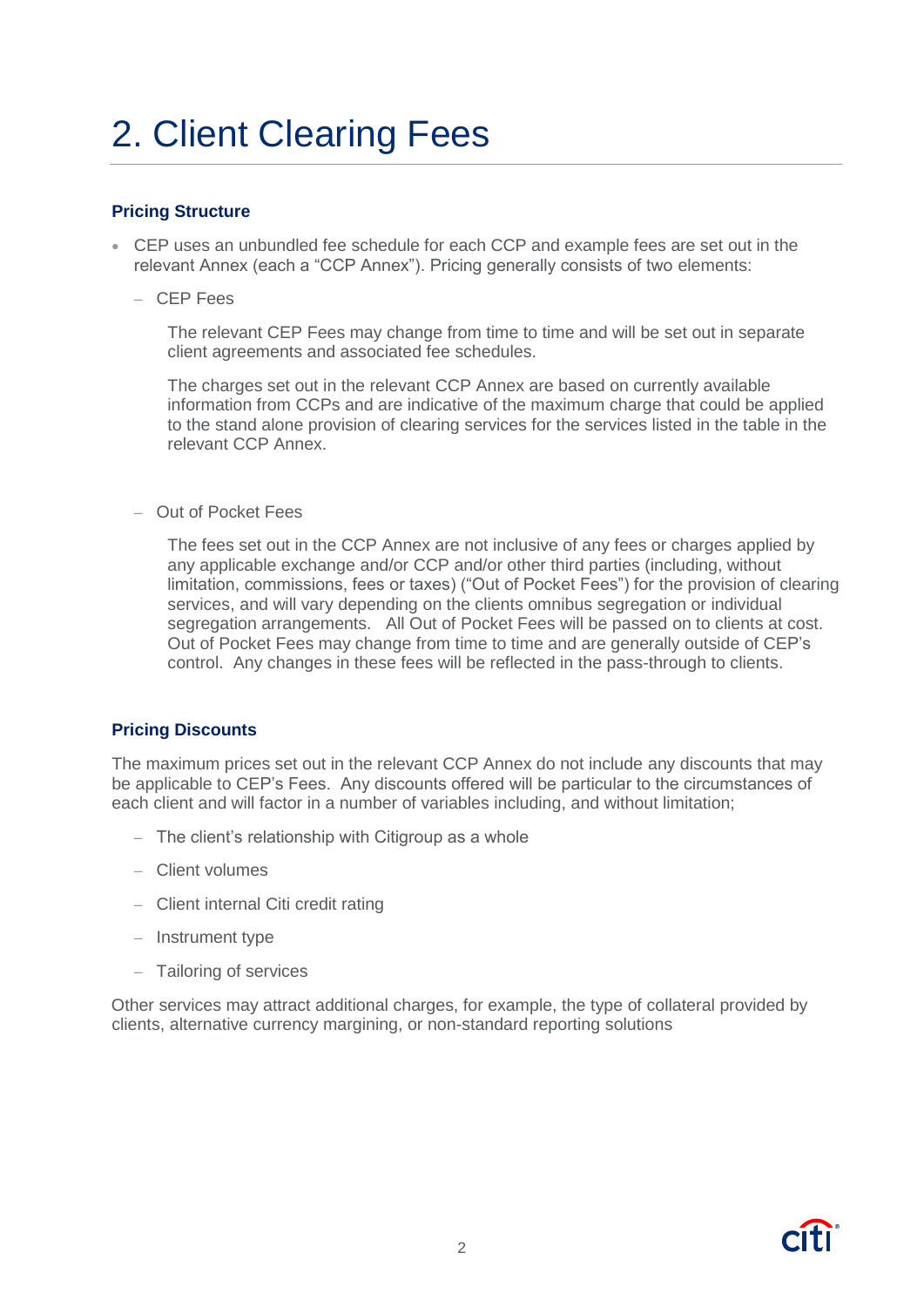# 2. Client Clearing Fees

### Pricing Structure

- CEP uses an unbundled fee schedule for each CCP and example fees are set out in the relevant Annex (each a "CCP Annex"). Pricing generally consists of two elements:
  - CEP Fees

    The relevant CEP Fees may change from time to time and will be set out in separate client agreements and associated fee schedules.

    The charges set out in the relevant CCP Annex are based on currently available information from CCPs and are indicative of the maximum charge that could be applied to the stand alone provision of clearing services for the services listed in the table in the relevant CCP Annex.

  - Out of Pocket Fees

    The fees set out in the CCP Annex are not inclusive of any fees or charges applied by any applicable exchange and/or CCP and/or other third parties (including, without limitation, commissions, fees or taxes) ("Out of Pocket Fees") for the provision of clearing services, and will vary depending on the clients omnibus segregation or individual segregation arrangements. All Out of Pocket Fees will be passed on to clients at cost. Out of Pocket Fees may change from time to time and are generally outside of CEP's control. Any changes in these fees will be reflected in the pass-through to clients.

### Pricing Discounts

The maximum prices set out in the relevant CCP Annex do not include any discounts that may be applicable to CEP's Fees. Any discounts offered will be particular to the circumstances of each client and will factor in a number of variables including, and without limitation;

- The client's relationship with Citigroup as a whole
- Client volumes
- Client internal Citi credit rating
- Instrument type
- Tailoring of services

Other services may attract additional charges, for example, the type of collateral provided by clients, alternative currency margining, or non-standard reporting solutions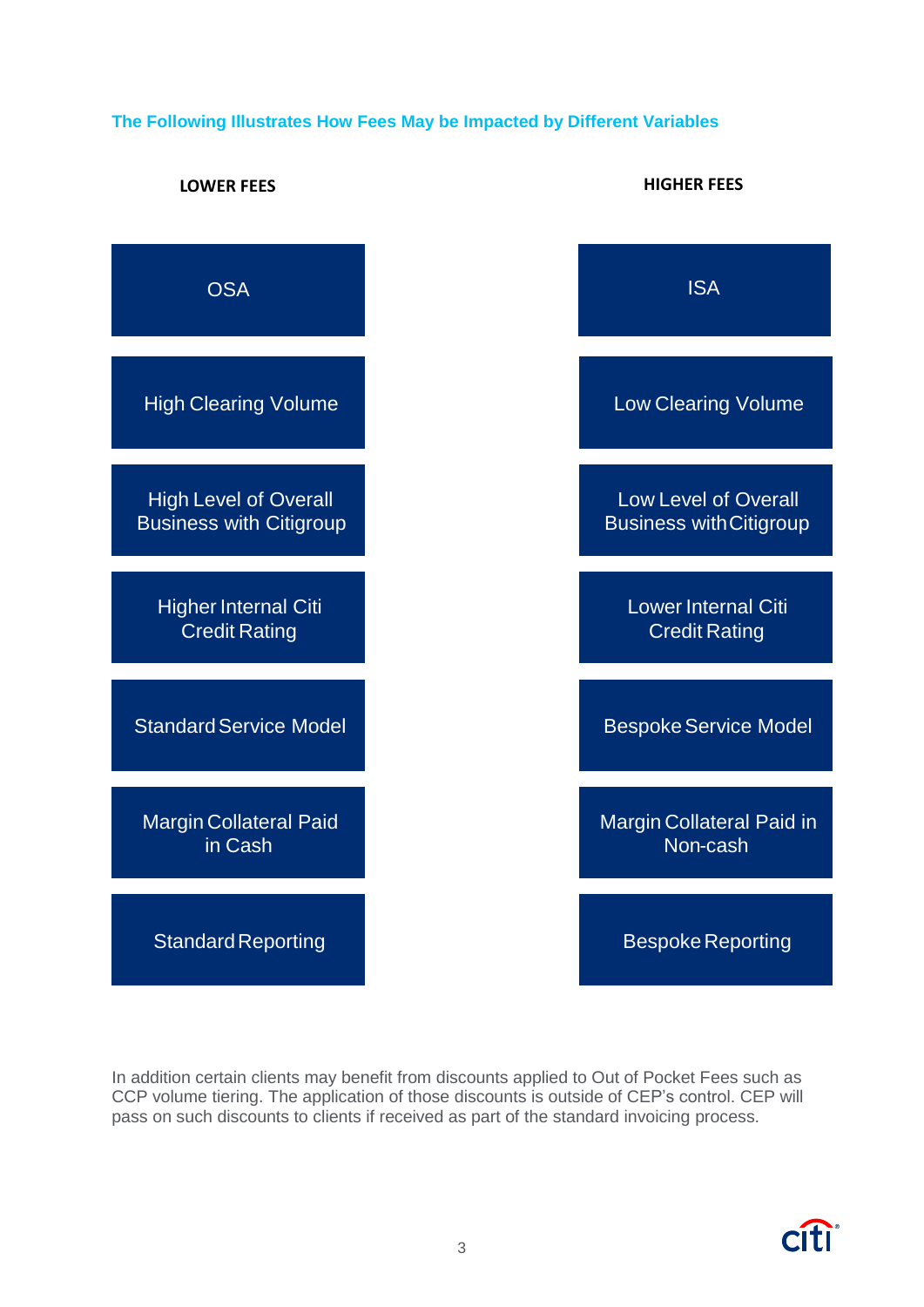## The Following Illustrates How Fees May be Impacted by Different Variables

| LOWER FEES | HIGHER FEES |
| --- | --- |
| OSA | ISA |
| High Clearing Volume | Low Clearing Volume |
| High Level of Overall Business with Citigroup | Low Level of Overall Business with Citigroup |
| Higher Internal Citi Credit Rating | Lower Internal Citi Credit Rating |
| Standard Service Model | Bespoke Service Model |
| Margin Collateral Paid in Cash | Margin Collateral Paid in Non-cash |
| Standard Reporting | Bespoke Reporting |

In addition certain clients may benefit from discounts applied to Out of Pocket Fees such as CCP volume tiering. The application of those discounts is outside of CEP's control. CEP will pass on such discounts to clients if received as part of the standard invoicing process.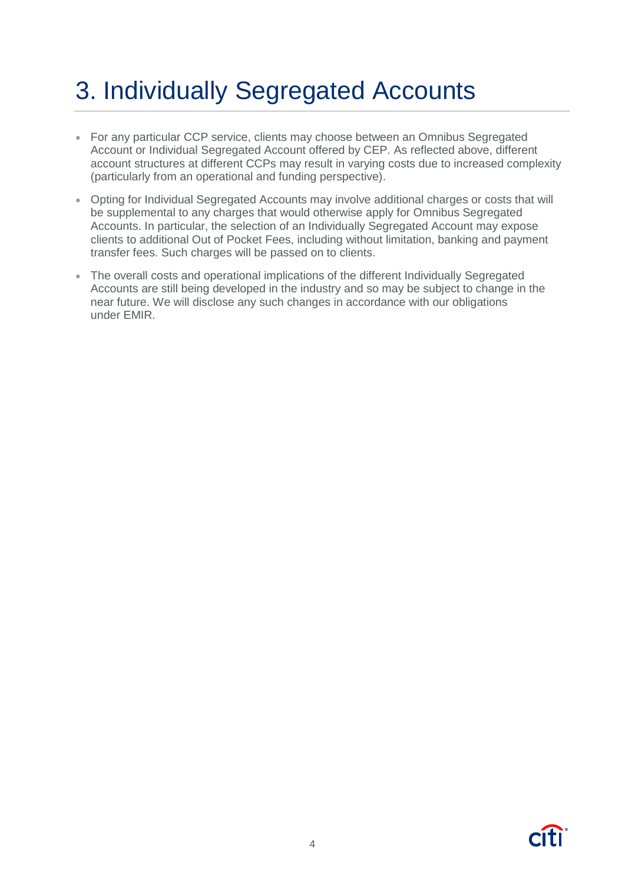# 3. Individually Segregated Accounts

- For any particular CCP service, clients may choose between an Omnibus Segregated Account or Individual Segregated Account offered by CEP. As reflected above, different account structures at different CCPs may result in varying costs due to increased complexity (particularly from an operational and funding perspective).
- Opting for Individual Segregated Accounts may involve additional charges or costs that will be supplemental to any charges that would otherwise apply for Omnibus Segregated Accounts. In particular, the selection of an Individually Segregated Account may expose clients to additional Out of Pocket Fees, including without limitation, banking and payment transfer fees. Such charges will be passed on to clients.
- The overall costs and operational implications of the different Individually Segregated Accounts are still being developed in the industry and so may be subject to change in the near future. We will disclose any such changes in accordance with our obligations under EMIR.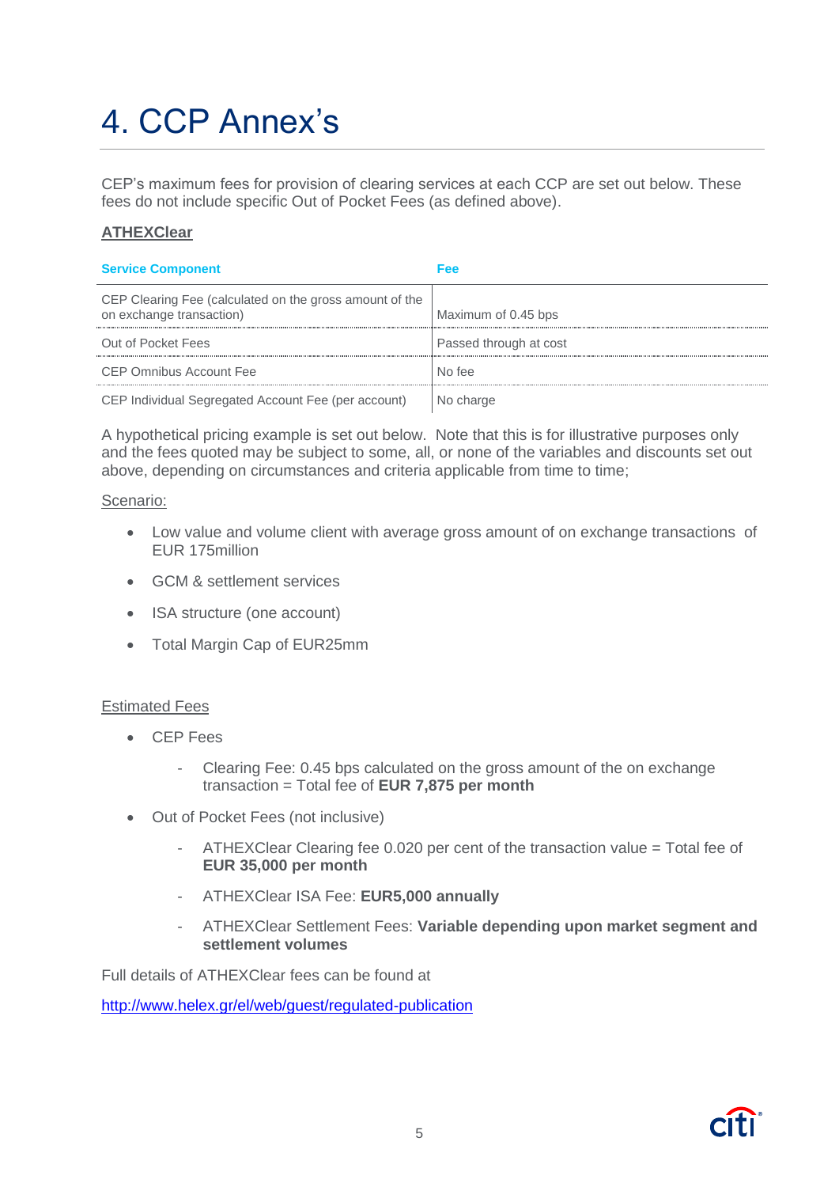# 4. CCP Annex's

CEP's maximum fees for provision of clearing services at each CCP are set out below. These fees do not include specific Out of Pocket Fees (as defined above).

**ATHEXClear**

| Service Component | Fee |
|---|---|
| CEP Clearing Fee (calculated on the gross amount of the on exchange transaction) | Maximum of 0.45 bps |
| Out of Pocket Fees | Passed through at cost |
| CEP Omnibus Account Fee | No fee |
| CEP Individual Segregated Account Fee (per account) | No charge |

A hypothetical pricing example is set out below. Note that this is for illustrative purposes only and the fees quoted may be subject to some, all, or none of the variables and discounts set out above, depending on circumstances and criteria applicable from time to time;

Scenario:

- Low value and volume client with average gross amount of on exchange transactions of EUR 175million
- GCM & settlement services
- ISA structure (one account)
- Total Margin Cap of EUR25mm

Estimated Fees

- CEP Fees
  - Clearing Fee: 0.45 bps calculated on the gross amount of the on exchange transaction = Total fee of **EUR 7,875 per month**
- Out of Pocket Fees (not inclusive)
  - ATHEXClear Clearing fee 0.020 per cent of the transaction value = Total fee of **EUR 35,000 per month**
  - ATHEXClear ISA Fee: **EUR5,000 annually**
  - ATHEXClear Settlement Fees: **Variable depending upon market segment and settlement volumes**

Full details of ATHEXClear fees can be found at

http://www.helex.gr/el/web/guest/regulated-publication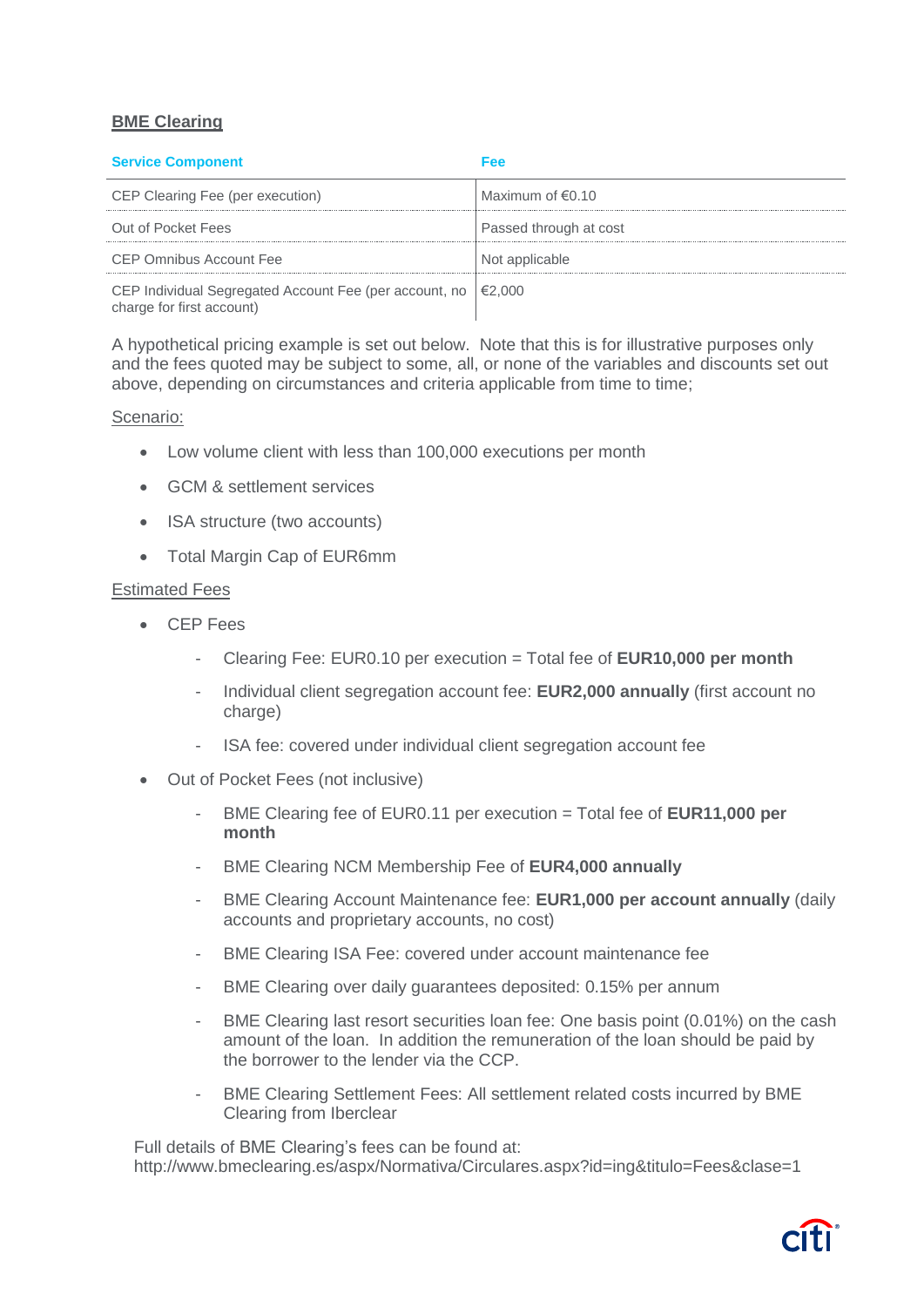## BME Clearing

| Service Component | Fee |
|---|---|
| CEP Clearing Fee (per execution) | Maximum of €0.10 |
| Out of Pocket Fees | Passed through at cost |
| CEP Omnibus Account Fee | Not applicable |
| CEP Individual Segregated Account Fee (per account, no charge for first account) | €2,000 |

A hypothetical pricing example is set out below. Note that this is for illustrative purposes only and the fees quoted may be subject to some, all, or none of the variables and discounts set out above, depending on circumstances and criteria applicable from time to time;

Scenario:

- Low volume client with less than 100,000 executions per month
- GCM & settlement services
- ISA structure (two accounts)
- Total Margin Cap of EUR6mm

Estimated Fees

- CEP Fees
  - Clearing Fee: EUR0.10 per execution = Total fee of **EUR10,000 per month**
  - Individual client segregation account fee: **EUR2,000 annually** (first account no charge)
  - ISA fee: covered under individual client segregation account fee
- Out of Pocket Fees (not inclusive)
  - BME Clearing fee of EUR0.11 per execution = Total fee of **EUR11,000 per month**
  - BME Clearing NCM Membership Fee of **EUR4,000 annually**
  - BME Clearing Account Maintenance fee: **EUR1,000 per account annually** (daily accounts and proprietary accounts, no cost)
  - BME Clearing ISA Fee: covered under account maintenance fee
  - BME Clearing over daily guarantees deposited: 0.15% per annum
  - BME Clearing last resort securities loan fee: One basis point (0.01%) on the cash amount of the loan. In addition the remuneration of the loan should be paid by the borrower to the lender via the CCP.
  - BME Clearing Settlement Fees: All settlement related costs incurred by BME Clearing from Iberclear

Full details of BME Clearing's fees can be found at: http://www.bmeclearing.es/aspx/Normativa/Circulares.aspx?id=ing&titulo=Fees&clase=1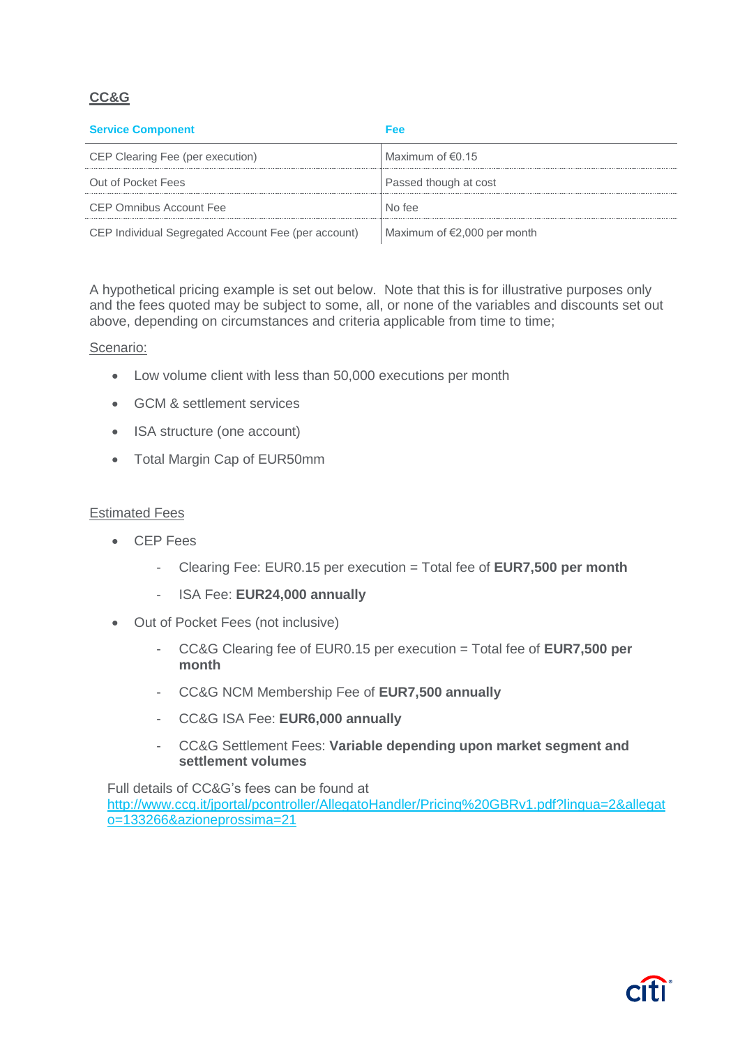## CC&G

| Service Component | Fee |
|---|---|
| CEP Clearing Fee (per execution) | Maximum of €0.15 |
| Out of Pocket Fees | Passed though at cost |
| CEP Omnibus Account Fee | No fee |
| CEP Individual Segregated Account Fee (per account) | Maximum of €2,000 per month |

A hypothetical pricing example is set out below. Note that this is for illustrative purposes only and the fees quoted may be subject to some, all, or none of the variables and discounts set out above, depending on circumstances and criteria applicable from time to time;

Scenario:

- Low volume client with less than 50,000 executions per month
- GCM & settlement services
- ISA structure (one account)
- Total Margin Cap of EUR50mm

Estimated Fees

- CEP Fees
  - Clearing Fee: EUR0.15 per execution = Total fee of **EUR7,500 per month**
  - ISA Fee: **EUR24,000 annually**
- Out of Pocket Fees (not inclusive)
  - CC&G Clearing fee of EUR0.15 per execution = Total fee of **EUR7,500 per month**
  - CC&G NCM Membership Fee of **EUR7,500 annually**
  - CC&G ISA Fee: **EUR6,000 annually**
  - CC&G Settlement Fees: **Variable depending upon market segment and settlement volumes**

Full details of CC&G's fees can be found at [http://www.ccg.it/jportal/pcontroller/AllegatoHandler/Pricing%20GBRv1.pdf?lingua=2&allegato=133266&azioneprossima=21](http://www.ccg.it/jportal/pcontroller/AllegatoHandler/Pricing%20GBRv1.pdf?lingua=2&allegato=133266&azioneprossima=21)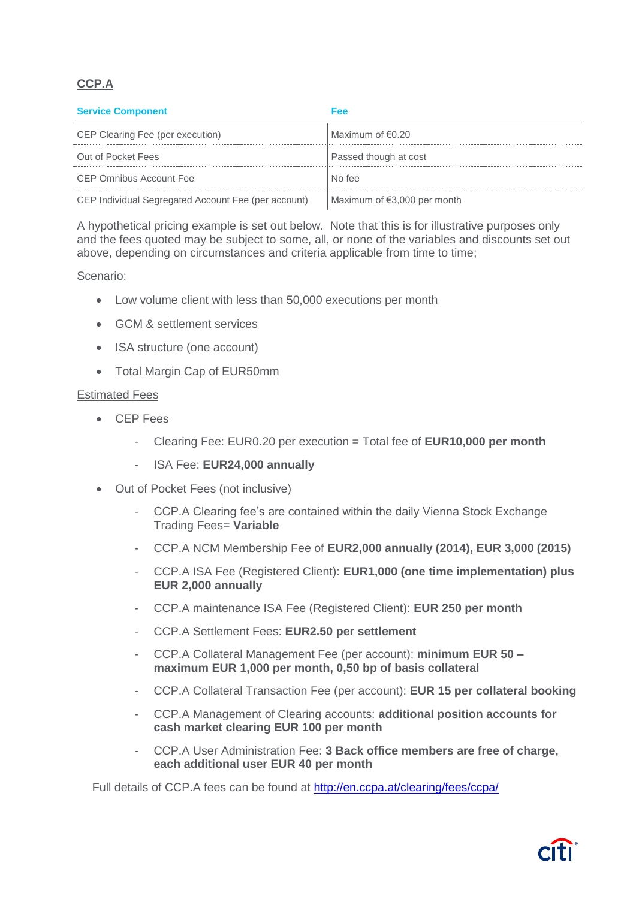## CCP.A

| Service Component | Fee |
|---|---|
| CEP Clearing Fee (per execution) | Maximum of €0.20 |
| Out of Pocket Fees | Passed though at cost |
| CEP Omnibus Account Fee | No fee |
| CEP Individual Segregated Account Fee (per account) | Maximum of €3,000 per month |

A hypothetical pricing example is set out below. Note that this is for illustrative purposes only and the fees quoted may be subject to some, all, or none of the variables and discounts set out above, depending on circumstances and criteria applicable from time to time;

Scenario:

- Low volume client with less than 50,000 executions per month
- GCM & settlement services
- ISA structure (one account)
- Total Margin Cap of EUR50mm

Estimated Fees

- CEP Fees
  - Clearing Fee: EUR0.20 per execution = Total fee of **EUR10,000 per month**
  - ISA Fee: **EUR24,000 annually**
- Out of Pocket Fees (not inclusive)
  - CCP.A Clearing fee's are contained within the daily Vienna Stock Exchange Trading Fees= **Variable**
  - CCP.A NCM Membership Fee of **EUR2,000 annually (2014), EUR 3,000 (2015)**
  - CCP.A ISA Fee (Registered Client): **EUR1,000 (one time implementation) plus EUR 2,000 annually**
  - CCP.A maintenance ISA Fee (Registered Client): **EUR 250 per month**
  - CCP.A Settlement Fees: **EUR2.50 per settlement**
  - CCP.A Collateral Management Fee (per account): **minimum EUR 50 – maximum EUR 1,000 per month, 0,50 bp of basis collateral**
  - CCP.A Collateral Transaction Fee (per account): **EUR 15 per collateral booking**
  - CCP.A Management of Clearing accounts: **additional position accounts for cash market clearing EUR 100 per month**
  - CCP.A User Administration Fee: **3 Back office members are free of charge, each additional user EUR 40 per month**

Full details of CCP.A fees can be found at http://en.ccpa.at/clearing/fees/ccpa/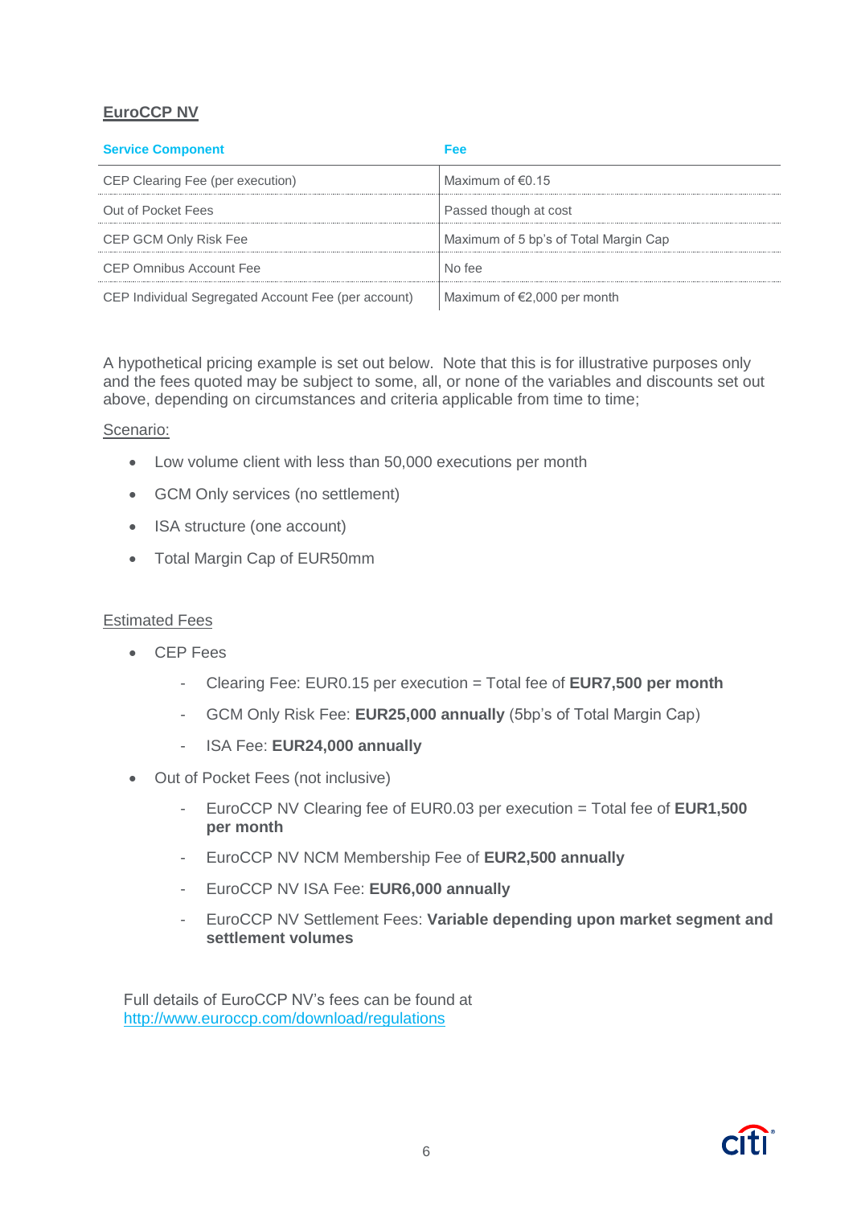## EuroCCP NV

| Service Component | Fee |
|---|---|
| CEP Clearing Fee (per execution) | Maximum of €0.15 |
| Out of Pocket Fees | Passed though at cost |
| CEP GCM Only Risk Fee | Maximum of 5 bp's of Total Margin Cap |
| CEP Omnibus Account Fee | No fee |
| CEP Individual Segregated Account Fee (per account) | Maximum of €2,000 per month |

A hypothetical pricing example is set out below. Note that this is for illustrative purposes only and the fees quoted may be subject to some, all, or none of the variables and discounts set out above, depending on circumstances and criteria applicable from time to time;

Scenario:

- Low volume client with less than 50,000 executions per month
- GCM Only services (no settlement)
- ISA structure (one account)
- Total Margin Cap of EUR50mm

Estimated Fees

- CEP Fees
  - Clearing Fee: EUR0.15 per execution = Total fee of **EUR7,500 per month**
  - GCM Only Risk Fee: **EUR25,000 annually** (5bp's of Total Margin Cap)
  - ISA Fee: **EUR24,000 annually**
- Out of Pocket Fees (not inclusive)
  - EuroCCP NV Clearing fee of EUR0.03 per execution = Total fee of **EUR1,500 per month**
  - EuroCCP NV NCM Membership Fee of **EUR2,500 annually**
  - EuroCCP NV ISA Fee: **EUR6,000 annually**
  - EuroCCP NV Settlement Fees: **Variable depending upon market segment and settlement volumes**

Full details of EuroCCP NV's fees can be found at http://www.euroccp.com/download/regulations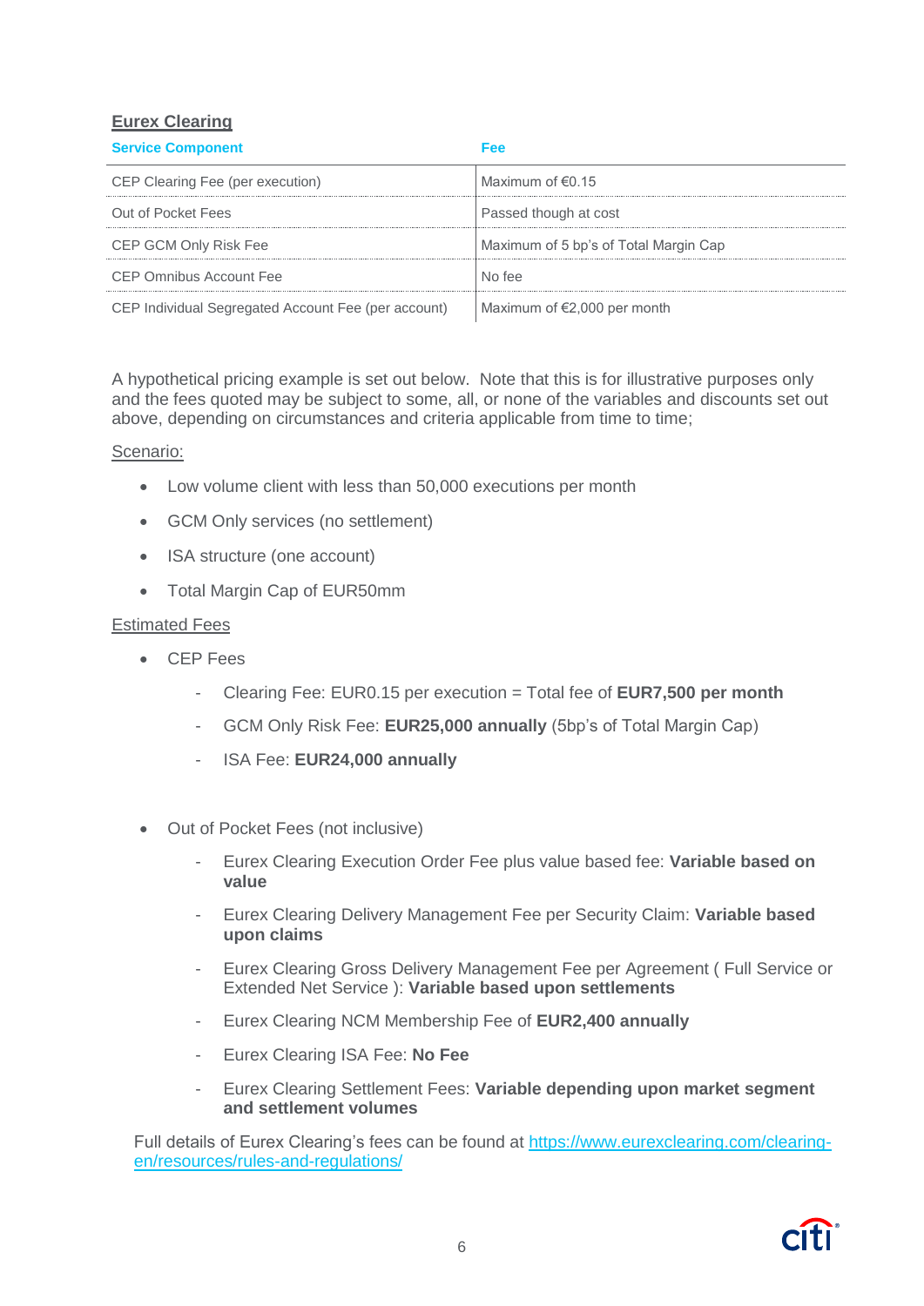## Eurex Clearing

| Service Component | Fee |
|---|---|
| CEP Clearing Fee (per execution) | Maximum of €0.15 |
| Out of Pocket Fees | Passed though at cost |
| CEP GCM Only Risk Fee | Maximum of 5 bp's of Total Margin Cap |
| CEP Omnibus Account Fee | No fee |
| CEP Individual Segregated Account Fee (per account) | Maximum of €2,000 per month |

A hypothetical pricing example is set out below. Note that this is for illustrative purposes only and the fees quoted may be subject to some, all, or none of the variables and discounts set out above, depending on circumstances and criteria applicable from time to time;

Scenario:

- Low volume client with less than 50,000 executions per month
- GCM Only services (no settlement)
- ISA structure (one account)
- Total Margin Cap of EUR50mm

Estimated Fees

- CEP Fees
  - Clearing Fee: EUR0.15 per execution = Total fee of **EUR7,500 per month**
  - GCM Only Risk Fee: **EUR25,000 annually** (5bp's of Total Margin Cap)
  - ISA Fee: **EUR24,000 annually**

- Out of Pocket Fees (not inclusive)
  - Eurex Clearing Execution Order Fee plus value based fee: **Variable based on value**
  - Eurex Clearing Delivery Management Fee per Security Claim: **Variable based upon claims**
  - Eurex Clearing Gross Delivery Management Fee per Agreement ( Full Service or Extended Net Service ): **Variable based upon settlements**
  - Eurex Clearing NCM Membership Fee of **EUR2,400 annually**
  - Eurex Clearing ISA Fee: **No Fee**
  - Eurex Clearing Settlement Fees: **Variable depending upon market segment and settlement volumes**

Full details of Eurex Clearing's fees can be found at https://www.eurexclearing.com/clearing-en/resources/rules-and-regulations/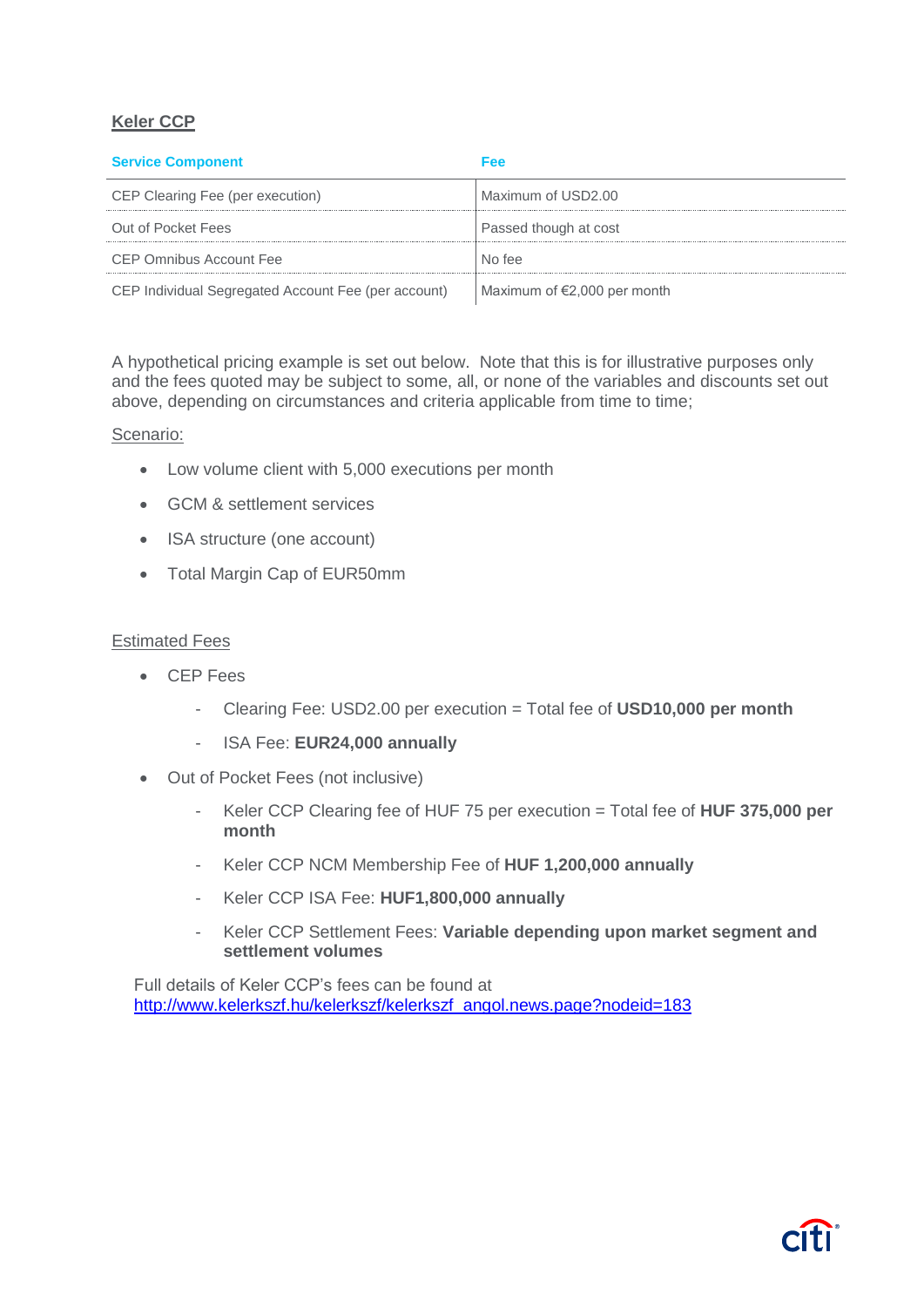## Keler CCP

| Service Component | Fee |
| --- | --- |
| CEP Clearing Fee (per execution) | Maximum of USD2.00 |
| Out of Pocket Fees | Passed though at cost |
| CEP Omnibus Account Fee | No fee |
| CEP Individual Segregated Account Fee (per account) | Maximum of €2,000 per month |

A hypothetical pricing example is set out below. Note that this is for illustrative purposes only and the fees quoted may be subject to some, all, or none of the variables and discounts set out above, depending on circumstances and criteria applicable from time to time;

Scenario:

- Low volume client with 5,000 executions per month
- GCM & settlement services
- ISA structure (one account)
- Total Margin Cap of EUR50mm

Estimated Fees

- CEP Fees
  - Clearing Fee: USD2.00 per execution = Total fee of **USD10,000 per month**
  - ISA Fee: **EUR24,000 annually**
- Out of Pocket Fees (not inclusive)
  - Keler CCP Clearing fee of HUF 75 per execution = Total fee of **HUF 375,000 per month**
  - Keler CCP NCM Membership Fee of **HUF 1,200,000 annually**
  - Keler CCP ISA Fee: **HUF1,800,000 annually**
  - Keler CCP Settlement Fees: **Variable depending upon market segment and settlement volumes**

Full details of Keler CCP's fees can be found at http://www.kelerkszf.hu/kelerkszf/kelerkszf_angol.news.page?nodeid=183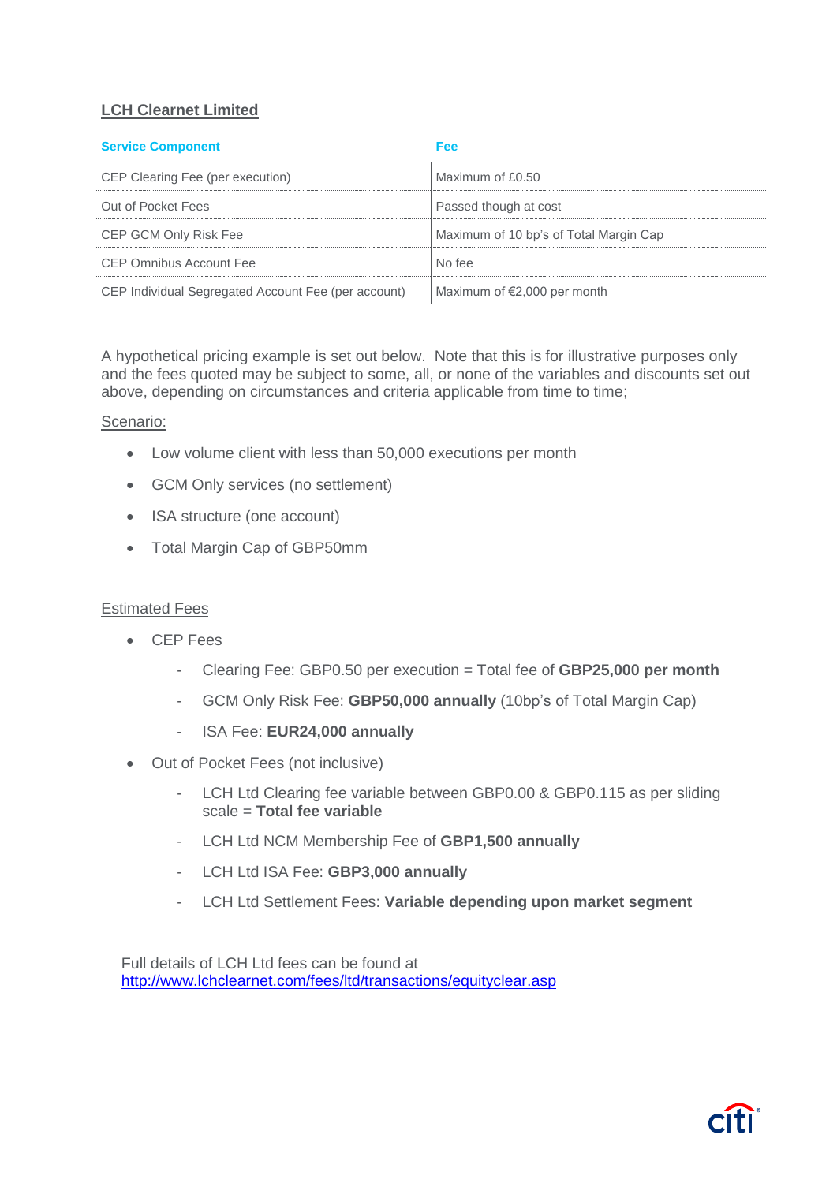**LCH Clearnet Limited**

| Service Component | Fee |
| --- | --- |
| CEP Clearing Fee (per execution) | Maximum of £0.50 |
| Out of Pocket Fees | Passed though at cost |
| CEP GCM Only Risk Fee | Maximum of 10 bp's of Total Margin Cap |
| CEP Omnibus Account Fee | No fee |
| CEP Individual Segregated Account Fee (per account) | Maximum of €2,000 per month |

A hypothetical pricing example is set out below. Note that this is for illustrative purposes only and the fees quoted may be subject to some, all, or none of the variables and discounts set out above, depending on circumstances and criteria applicable from time to time;

Scenario:

- Low volume client with less than 50,000 executions per month
- GCM Only services (no settlement)
- ISA structure (one account)
- Total Margin Cap of GBP50mm

Estimated Fees

- CEP Fees
  - Clearing Fee: GBP0.50 per execution = Total fee of **GBP25,000 per month**
  - GCM Only Risk Fee: **GBP50,000 annually** (10bp's of Total Margin Cap)
  - ISA Fee: **EUR24,000 annually**
- Out of Pocket Fees (not inclusive)
  - LCH Ltd Clearing fee variable between GBP0.00 & GBP0.115 as per sliding scale = **Total fee variable**
  - LCH Ltd NCM Membership Fee of **GBP1,500 annually**
  - LCH Ltd ISA Fee: **GBP3,000 annually**
  - LCH Ltd Settlement Fees: **Variable depending upon market segment**

Full details of LCH Ltd fees can be found at
http://www.lchclearnet.com/fees/ltd/transactions/equityclear.asp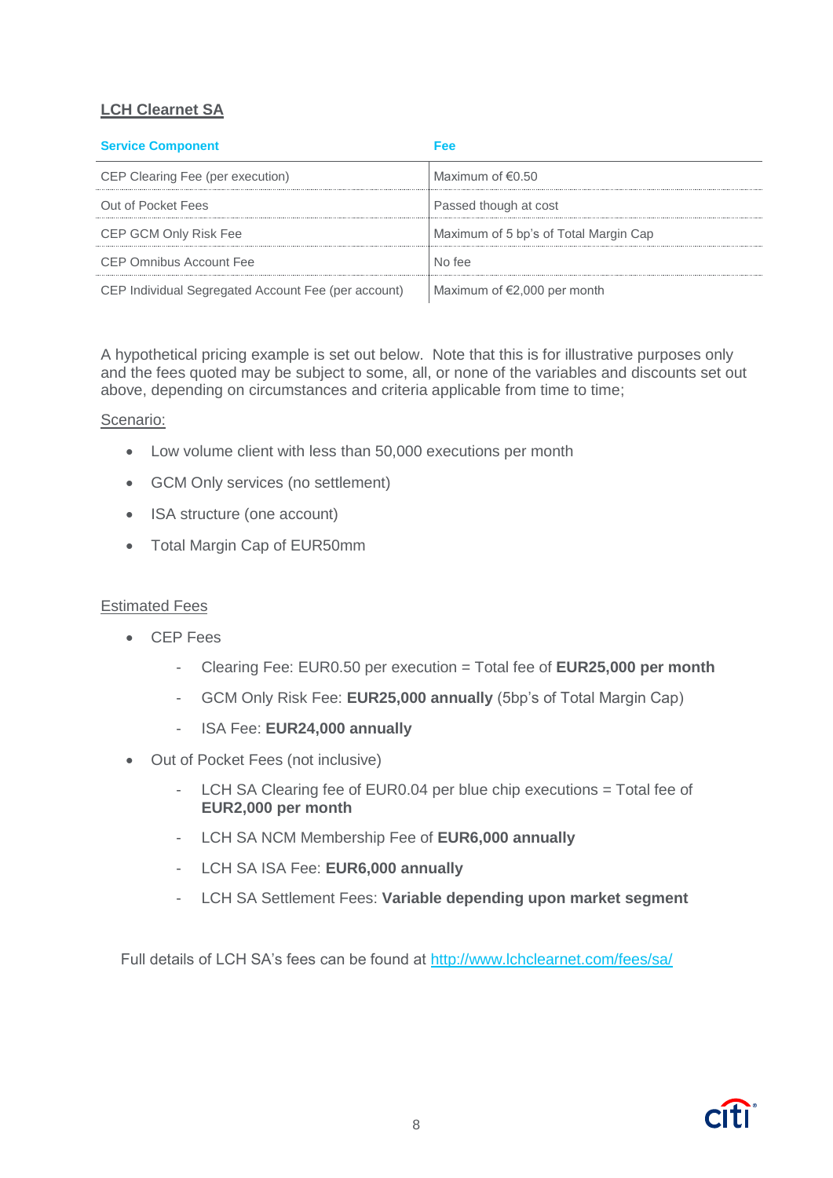## LCH Clearnet SA

| Service Component | Fee |
|---|---|
| CEP Clearing Fee (per execution) | Maximum of €0.50 |
| Out of Pocket Fees | Passed though at cost |
| CEP GCM Only Risk Fee | Maximum of 5 bp's of Total Margin Cap |
| CEP Omnibus Account Fee | No fee |
| CEP Individual Segregated Account Fee (per account) | Maximum of €2,000 per month |

A hypothetical pricing example is set out below. Note that this is for illustrative purposes only and the fees quoted may be subject to some, all, or none of the variables and discounts set out above, depending on circumstances and criteria applicable from time to time;

Scenario:

- Low volume client with less than 50,000 executions per month
- GCM Only services (no settlement)
- ISA structure (one account)
- Total Margin Cap of EUR50mm

Estimated Fees

- CEP Fees
    - Clearing Fee: EUR0.50 per execution = Total fee of **EUR25,000 per month**
    - GCM Only Risk Fee: **EUR25,000 annually** (5bp's of Total Margin Cap)
    - ISA Fee: **EUR24,000 annually**
- Out of Pocket Fees (not inclusive)
    - LCH SA Clearing fee of EUR0.04 per blue chip executions = Total fee of **EUR2,000 per month**
    - LCH SA NCM Membership Fee of **EUR6,000 annually**
    - LCH SA ISA Fee: **EUR6,000 annually**
    - LCH SA Settlement Fees: **Variable depending upon market segment**

Full details of LCH SA's fees can be found at [http://www.lchclearnet.com/fees/sa/](http://www.lchclearnet.com/fees/sa/)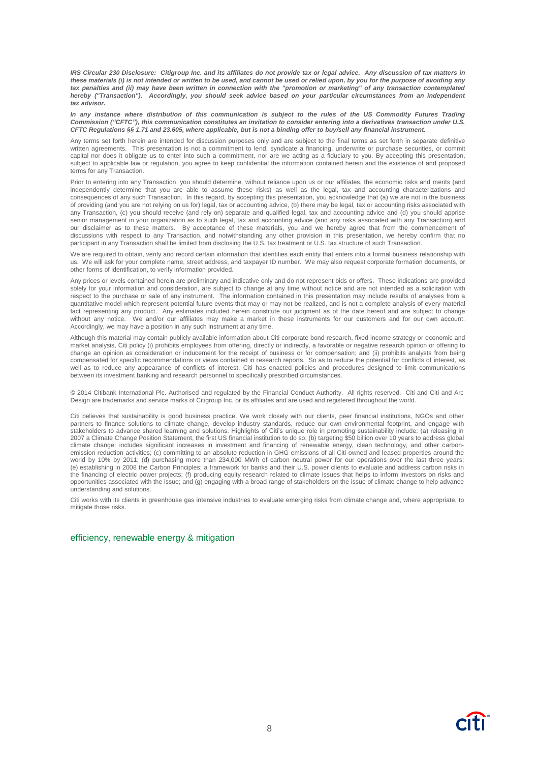***IRS Circular 230 Disclosure: Citigroup Inc. and its affiliates do not provide tax or legal advice. Any discussion of tax matters in these materials (i) is not intended or written to be used, and cannot be used or relied upon, by you for the purpose of avoiding any tax penalties and (ii) may have been written in connection with the "promotion or marketing" of any transaction contemplated hereby ("Transaction"). Accordingly, you should seek advice based on your particular circumstances from an independent tax advisor.***

***In any instance where distribution of this communication is subject to the rules of the US Commodity Futures Trading Commission ("CFTC"), this communication constitutes an invitation to consider entering into a derivatives transaction under U.S. CFTC Regulations §§ 1.71 and 23.605, where applicable, but is not a binding offer to buy/sell any financial instrument.***

Any terms set forth herein are intended for discussion purposes only and are subject to the final terms as set forth in separate definitive written agreements. This presentation is not a commitment to lend, syndicate a financing, underwrite or purchase securities, or commit capital nor does it obligate us to enter into such a commitment, nor are we acting as a fiduciary to you. By accepting this presentation, subject to applicable law or regulation, you agree to keep confidential the information contained herein and the existence of and proposed terms for any Transaction.

Prior to entering into any Transaction, you should determine, without reliance upon us or our affiliates, the economic risks and merits (and independently determine that you are able to assume these risks) as well as the legal, tax and accounting characterizations and consequences of any such Transaction. In this regard, by accepting this presentation, you acknowledge that (a) we are not in the business of providing (and you are not relying on us for) legal, tax or accounting advice, (b) there may be legal, tax or accounting risks associated with any Transaction, (c) you should receive (and rely on) separate and qualified legal, tax and accounting advice and (d) you should apprise senior management in your organization as to such legal, tax and accounting advice (and any risks associated with any Transaction) and our disclaimer as to these matters. By acceptance of these materials, you and we hereby agree that from the commencement of discussions with respect to any Transaction, and notwithstanding any other provision in this presentation, we hereby confirm that no participant in any Transaction shall be limited from disclosing the U.S. tax treatment or U.S. tax structure of such Transaction.

We are required to obtain, verify and record certain information that identifies each entity that enters into a formal business relationship with us. We will ask for your complete name, street address, and taxpayer ID number. We may also request corporate formation documents, or other forms of identification, to verify information provided.

Any prices or levels contained herein are preliminary and indicative only and do not represent bids or offers. These indications are provided solely for your information and consideration, are subject to change at any time without notice and are not intended as a solicitation with respect to the purchase or sale of any instrument. The information contained in this presentation may include results of analyses from a quantitative model which represent potential future events that may or may not be realized, and is not a complete analysis of every material fact representing any product. Any estimates included herein constitute our judgment as of the date hereof and are subject to change without any notice. We and/or our affiliates may make a market in these instruments for our customers and for our own account. Accordingly, we may have a position in any such instrument at any time.

Although this material may contain publicly available information about Citi corporate bond research, fixed income strategy or economic and market analysis, Citi policy (i) prohibits employees from offering, directly or indirectly, a favorable or negative research opinion or offering to change an opinion as consideration or inducement for the receipt of business or for compensation; and (ii) prohibits analysts from being compensated for specific recommendations or views contained in research reports. So as to reduce the potential for conflicts of interest, as well as to reduce any appearance of conflicts of interest, Citi has enacted policies and procedures designed to limit communications between its investment banking and research personnel to specifically prescribed circumstances.

© 2014 Citibank International Plc. Authorised and regulated by the Financial Conduct Authority. All rights reserved. Citi and Citi and Arc Design are trademarks and service marks of Citigroup Inc. or its affiliates and are used and registered throughout the world.

Citi believes that sustainability is good business practice. We work closely with our clients, peer financial institutions, NGOs and other partners to finance solutions to climate change, develop industry standards, reduce our own environmental footprint, and engage with stakeholders to advance shared learning and solutions. Highlights of Citi's unique role in promoting sustainability include: (a) releasing in 2007 a Climate Change Position Statement, the first US financial institution to do so; (b) targeting $50 billion over 10 years to address global climate change: includes significant increases in investment and financing of renewable energy, clean technology, and other carbon-emission reduction activities; (c) committing to an absolute reduction in GHG emissions of all Citi owned and leased properties around the world by 10% by 2011; (d) purchasing more than 234,000 MWh of carbon neutral power for our operations over the last three years; (e) establishing in 2008 the Carbon Principles; a framework for banks and their U.S. power clients to evaluate and address carbon risks in the financing of electric power projects; (f) producing equity research related to climate issues that helps to inform investors on risks and opportunities associated with the issue; and (g) engaging with a broad range of stakeholders on the issue of climate change to help advance understanding and solutions.

Citi works with its clients in greenhouse gas intensive industries to evaluate emerging risks from climate change and, where appropriate, to mitigate those risks.

efficiency, renewable energy & mitigation